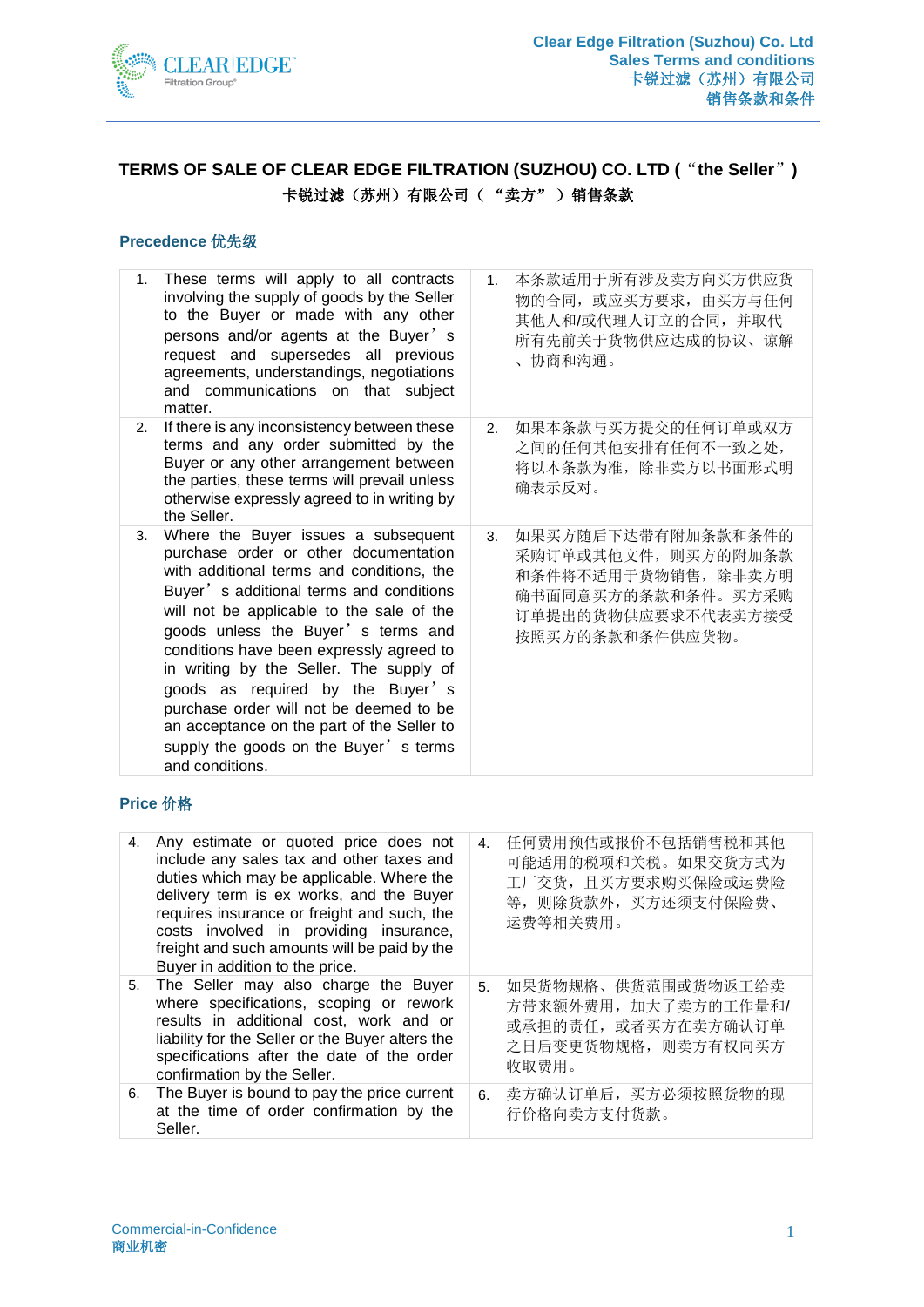# TERMS OF SALE OF CLEAR EDGE FILTRATION (SUZHOU) CO. LTD (“the Seller”)
# 卡锐过滤（苏州）有限公司（“卖方”）销售条款

## Precedence 优先级

| | |
|---|---|
| 1. These terms will apply to all contracts involving the supply of goods by the Seller to the Buyer or made with any other persons and/or agents at the Buyer’s request and supersedes all previous agreements, understandings, negotiations and communications on that subject matter. | 1. 本条款适用于所有涉及卖方向买方供应货物的合同，或应买方要求，由卖方与任何其他人和/或代理人订立的合同，并取代所有先前关于货物供应达成的协议、谅解、协商和沟通。 |
| 2. If there is any inconsistency between these terms and any order submitted by the Buyer or any other arrangement between the parties, these terms will prevail unless otherwise expressly agreed to in writing by the Seller. | 2. 如果本条款与买方提交的任何订单或双方之间的任何其他安排有任何不一致之处，将以本条款为准，除非卖方以书面形式明确表示反对。 |
| 3. Where the Buyer issues a subsequent purchase order or other documentation with additional terms and conditions, the Buyer’s additional terms and conditions will not be applicable to the sale of the goods unless the Buyer’s terms and conditions have been expressly agreed to in writing by the Seller. The supply of goods as required by the Buyer’s purchase order will not be deemed to be an acceptance on the part of the Seller to supply the goods on the Buyer’s terms and conditions. | 3. 如果买方随后下达带有附加条款和条件的采购订单或其他文件，则买方的附加条款和条件将不适用于货物销售，除非卖方明确书面同意买方的条款和条件。买方采购订单提出的货物供应要求不代表卖方接受按照买方的条款和条件供应货物。 |

## Price 价格

| | |
|---|---|
| 4. Any estimate or quoted price does not include any sales tax and other taxes and duties which may be applicable. Where the delivery term is ex works, and the Buyer requires insurance or freight and such, the costs involved in providing insurance, freight and such amounts will be paid by the Buyer in addition to the price. | 4. 任何费用预估或报价不包括销售税和其他可能适用的税项和关税。如果交货方式为工厂交货，且买方要求购买保险或运费险等，则除货款外，买方还须支付保险费、运费等相关费用。 |
| 5. The Seller may also charge the Buyer where specifications, scoping or rework results in additional cost, work and or liability for the Seller or the Buyer alters the specifications after the date of the order confirmation by the Seller. | 5. 如果货物规格、供货范围或货物返工给卖方带来额外费用，加大了卖方的工作量和/或承担的责任，或者买方在卖方确认订单之日后变更货物规格，则卖方有权向买方收取费用。 |
| 6. The Buyer is bound to pay the price current at the time of order confirmation by the Seller. | 6. 卖方确认订单后，买方必须按照货物的现行价格向卖方支付货款。 |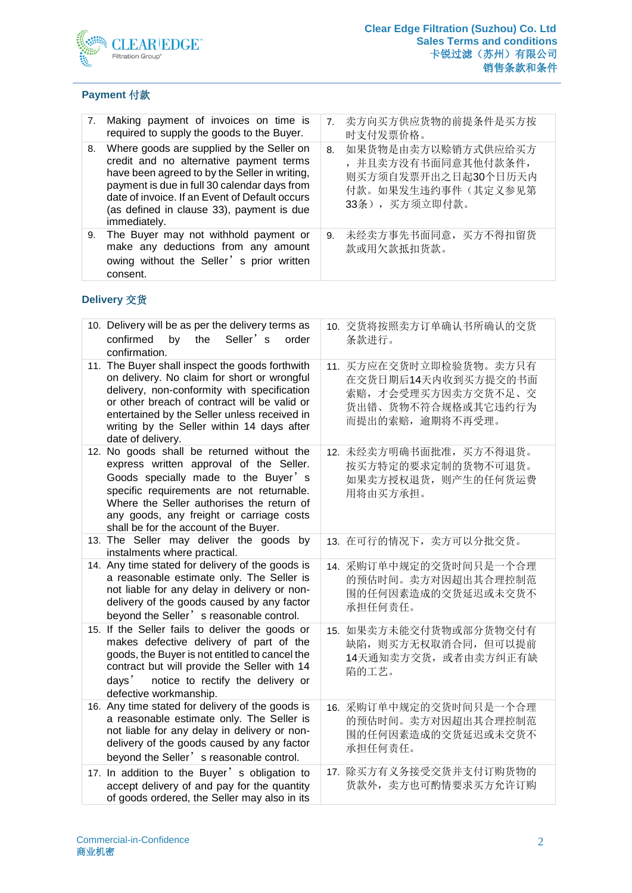## Payment 付款

| | |
|---|---|
| 7. Making payment of invoices on time is required to supply the goods to the Buyer. | 7. 卖方向买方供应货物的前提条件是买方按时支付发票价格。 |
| 8. Where goods are supplied by the Seller on credit and no alternative payment terms have been agreed to by the Seller in writing, payment is due in full 30 calendar days from date of invoice. If an Event of Default occurs (as defined in clause 33), payment is due immediately. | 8. 如果货物是由卖方以赊销方式供应给买方，并且卖方没有书面同意其他付款条件，则买方须自发票开出之日起30个日历天内付款。如果发生违约事件（其定义参见第33条），买方须立即付款。 |
| 9. The Buyer may not withhold payment or make any deductions from any amount owing without the Seller's prior written consent. | 9. 未经卖方事先书面同意，买方不得扣留货款或用欠款抵扣货款。 |

## Delivery 交货

| | |
|---|---|
| 10. Delivery will be as per the delivery terms as confirmed by the Seller's order confirmation. | 10. 交货将按照卖方订单确认书所确认的交货条款进行。 |
| 11. The Buyer shall inspect the goods forthwith on delivery. No claim for short or wrongful delivery, non-conformity with specification or other breach of contract will be valid or entertained by the Seller unless received in writing by the Seller within 14 days after date of delivery. | 11. 买方应在交货时立即检验货物。卖方只有在交货日期后14天内收到买方提交的书面索赔，才会受理买方因卖方交货不足、交货出错、货物不符合规格或其它违约行为而提出的索赔，逾期将不再受理。 |
| 12. No goods shall be returned without the express written approval of the Seller. Goods specially made to the Buyer's specific requirements are not returnable. Where the Seller authorises the return of any goods, any freight or carriage costs shall be for the account of the Buyer. | 12. 未经卖方明确书面批准，买方不得退货。按买方特定的要求定制的货物不可退货。如果卖方授权退货，则产生的任何货运费用将由买方承担。 |
| 13. The Seller may deliver the goods by instalments where practical. | 13. 在可行的情况下，卖方可以分批交货。 |
| 14. Any time stated for delivery of the goods is a reasonable estimate only. The Seller is not liable for any delay in delivery or non-delivery of the goods caused by any factor beyond the Seller's reasonable control. | 14. 采购订单中规定的交货时间只是一个合理的预估时间。卖方对因超出其合理控制范围的任何因素造成的交货延迟或未交货不承担任何责任。 |
| 15. If the Seller fails to deliver the goods or makes defective delivery of part of the goods, the Buyer is not entitled to cancel the contract but will provide the Seller with 14 days' notice to rectify the delivery or defective workmanship. | 15. 如果卖方未能交付货物或部分货物交付有缺陷，则买方无权取消合同，但可以提前14天通知卖方交货，或者由卖方纠正有缺陷的工艺。 |
| 16. Any time stated for delivery of the goods is a reasonable estimate only. The Seller is not liable for any delay in delivery or non-delivery of the goods caused by any factor beyond the Seller's reasonable control. | 16. 采购订单中规定的交货时间只是一个合理的预估时间。卖方对因超出其合理控制范围的任何因素造成的交货延迟或未交货不承担任何责任。 |
| 17. In addition to the Buyer's obligation to accept delivery of and pay for the quantity of goods ordered, the Seller may also in its | 17. 除买方有义务接受交货并支付订购货物的货款外，卖方也可酌情要求买方允许订购 |

Commercial-in-Confidence
商业机密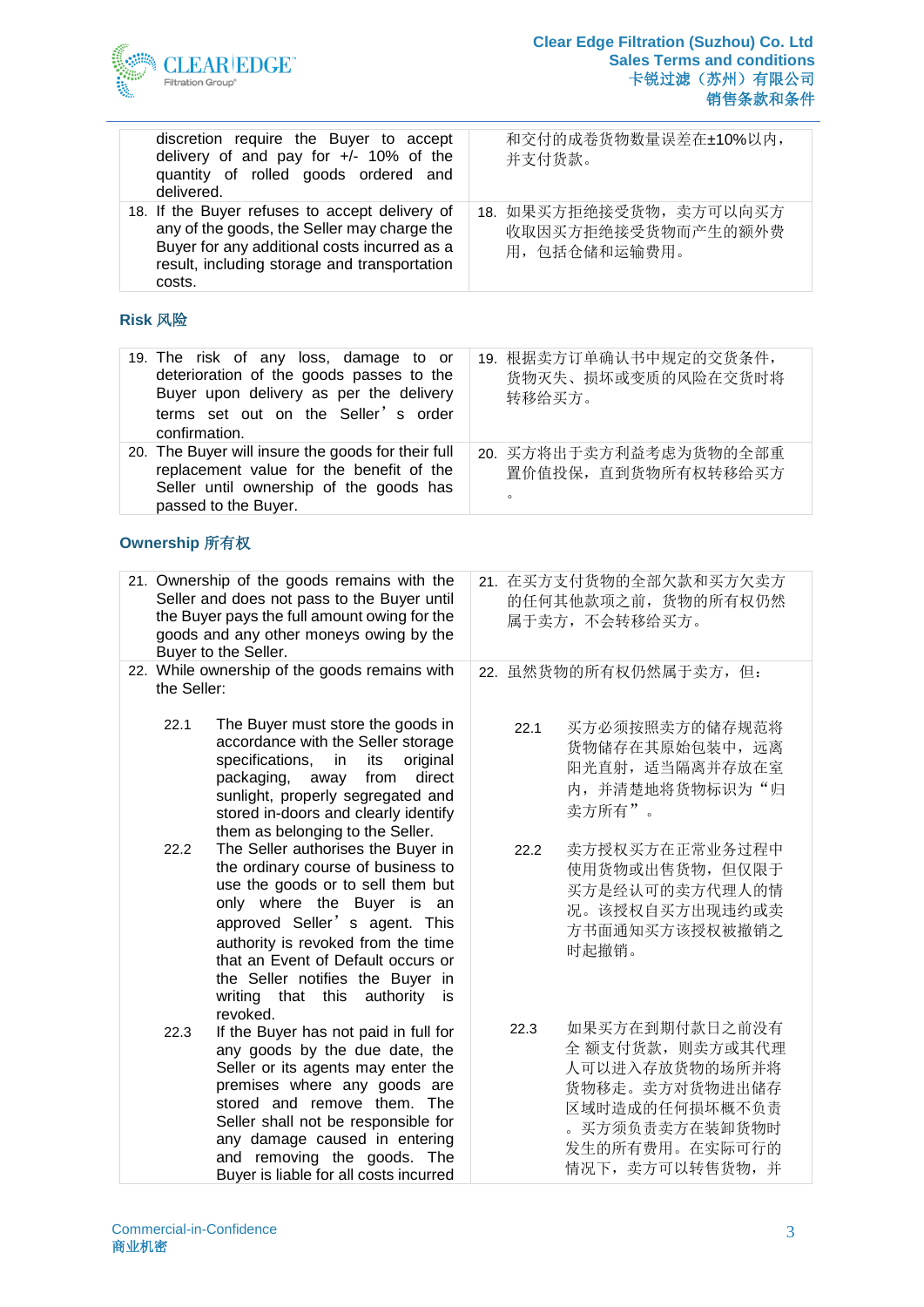| | |
|---|---|
| discretion require the Buyer to accept delivery of and pay for +/- 10% of the quantity of rolled goods ordered and delivered. | 和交付的成卷货物数量误差在±10%以内，并支付货款。 |
| 18. If the Buyer refuses to accept delivery of any of the goods, the Seller may charge the Buyer for any additional costs incurred as a result, including storage and transportation costs. | 18. 如果买方拒绝接受货物，卖方可以向买方收取因买方拒绝接受货物而产生的额外费用，包括仓储和运输费用。 |

## Risk 风险

| | |
|---|---|
| 19. The risk of any loss, damage to or deterioration of the goods passes to the Buyer upon delivery as per the delivery terms set out on the Seller's order confirmation. | 19. 根据卖方订单确认书中规定的交货条件，货物灭失、损坏或变质的风险在交货时将转移给买方。 |
| 20. The Buyer will insure the goods for their full replacement value for the benefit of the Seller until ownership of the goods has passed to the Buyer. | 20. 买方将出于卖方利益考虑为货物的全部重置价值投保，直到货物所有权转移给买方。 |

## Ownership 所有权

| | |
|---|---|
| 21. Ownership of the goods remains with the Seller and does not pass to the Buyer until the Buyer pays the full amount owing for the goods and any other moneys owing by the Buyer to the Seller. | 21. 在买方支付货物的全部欠款和买方欠卖方的任何其他款项之前，货物的所有权仍然属于卖方，不会转移给买方。 |
| 22. While ownership of the goods remains with the Seller:<br><br>22.1 The Buyer must store the goods in accordance with the Seller storage specifications, in its original packaging, away from direct sunlight, properly segregated and stored in-doors and clearly identify them as belonging to the Seller.<br><br>22.2 The Seller authorises the Buyer in the ordinary course of business to use the goods or to sell them but only where the Buyer is an approved Seller's agent. This authority is revoked from the time that an Event of Default occurs or the Seller notifies the Buyer in writing that this authority is revoked.<br><br>22.3 If the Buyer has not paid in full for any goods by the due date, the Seller or its agents may enter the premises where any goods are stored and remove them. The Seller shall not be responsible for any damage caused in entering and removing the goods. The Buyer is liable for all costs incurred | 22. 虽然货物的所有权仍然属于卖方，但：<br><br>22.1 买方必须按照卖方的储存规范将货物储存在其原始包装中，远离阳光直射，适当隔离并存放在室内，并清楚地将货物标识为"归卖方所有"。<br><br>22.2 卖方授权买方在正常业务过程中使用货物或出售货物，但仅限于买方是经认可的卖方代理人的情况。该授权自买方出现违约或卖方书面通知买方该授权被撤销之时起撤销。<br><br>22.3 如果买方在到期付款日之前没有全额支付货款，则卖方或其代理人可以进入存放货物的场所并将货物移走。卖方对货物进出储存区域时造成的任何损坏概不负责。买方须负责卖方在装卸货物时发生的所有费用。在实际可行的情况下，卖方可以转售货物，并 |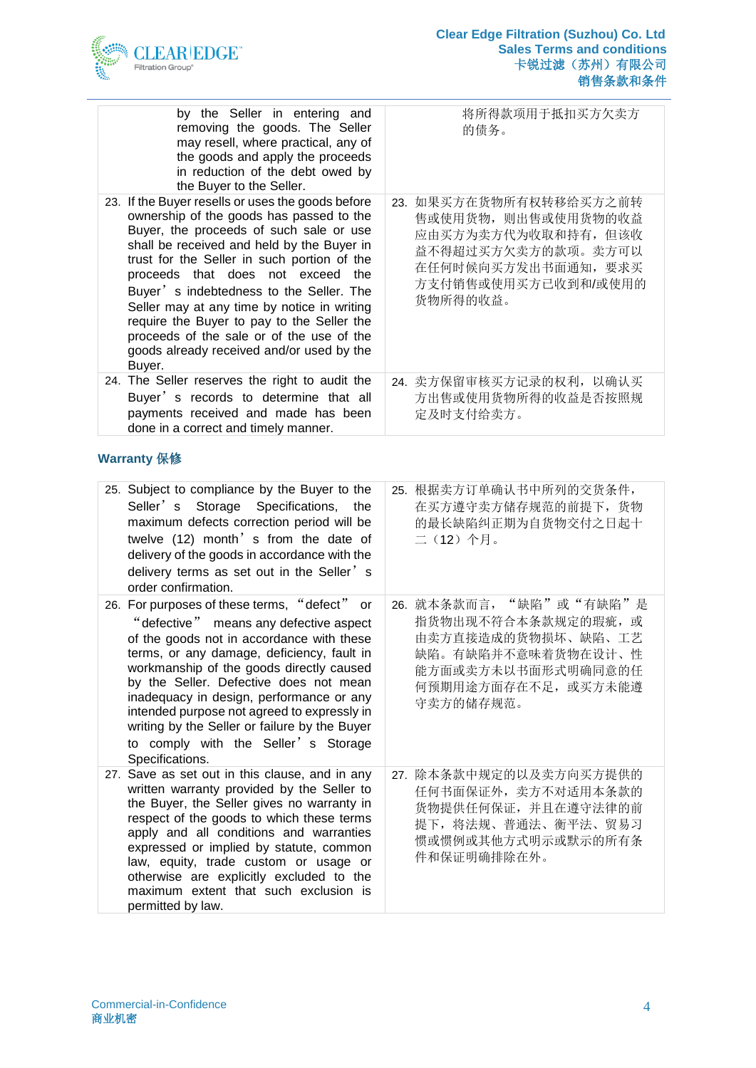| | |
|---|---|
| by the Seller in entering and removing the goods. The Seller may resell, where practical, any of the goods and apply the proceeds in reduction of the debt owed by the Buyer to the Seller. | 将所得款项用于抵扣买方欠卖方的债务。 |
| 23. If the Buyer resells or uses the goods before ownership of the goods has passed to the Buyer, the proceeds of such sale or use shall be received and held by the Buyer in trust for the Seller in such portion of the proceeds that does not exceed the Buyer's indebtedness to the Seller. The Seller may at any time by notice in writing require the Buyer to pay to the Seller the proceeds of the sale or of the use of the goods already received and/or used by the Buyer. | 23. 如果买方在货物所有权转移给买方之前转售或使用货物，则出售或使用货物的收益应由买方为卖方代为收取和持有，但该收益不得超过买方欠卖方的款项。卖方可以在任何时候向买方发出书面通知，要求买方支付销售或使用买方已收到和/或使用的货物所得的收益。 |
| 24. The Seller reserves the right to audit the Buyer's records to determine that all payments received and made has been done in a correct and timely manner. | 24. 卖方保留审核买方记录的权利，以确认买方出售或使用货物所得的收益是否按照规定及时支付给卖方。 |

## Warranty 保修

| | |
|---|---|
| 25. Subject to compliance by the Buyer to the Seller's Storage Specifications, the maximum defects correction period will be twelve (12) month's from the date of delivery of the goods in accordance with the delivery terms as set out in the Seller's order confirmation. | 25. 根据卖方订单确认书中所列的交货条件，在买方遵守卖方储存规范的前提下，货物的最长缺陷纠正期为自货物交付之日起十二（12）个月。 |
| 26. For purposes of these terms, "defect" or "defective" means any defective aspect of the goods not in accordance with these terms, or any damage, deficiency, fault in workmanship of the goods directly caused by the Seller. Defective does not mean inadequacy in design, performance or any intended purpose not agreed to expressly in writing by the Seller or failure by the Buyer to comply with the Seller's Storage Specifications. | 26. 就本条款而言，"缺陷"或"有缺陷"是指货物出现不符合本条款规定的瑕疵，或由卖方直接造成的货物损坏、缺陷、工艺缺陷。有缺陷并不意味着货物在设计、性能方面或卖方未以书面形式明确同意的任何预期用途方面存在不足，或买方未能遵守卖方的储存规范。 |
| 27. Save as set out in this clause, and in any written warranty provided by the Seller to the Buyer, the Seller gives no warranty in respect of the goods to which these terms apply and all conditions and warranties expressed or implied by statute, common law, equity, trade custom or usage or otherwise are explicitly excluded to the maximum extent that such exclusion is permitted by law. | 27. 除本条款中规定的以及卖方向买方提供的任何书面保证外，卖方不对适用本条款的货物提供任何保证，并且在遵守法律的前提下，将法规、普通法、衡平法、贸易习惯或惯例或其他方式明示或默示的所有条件和保证明确排除在外。 |

Commercial-in-Confidence
商业机密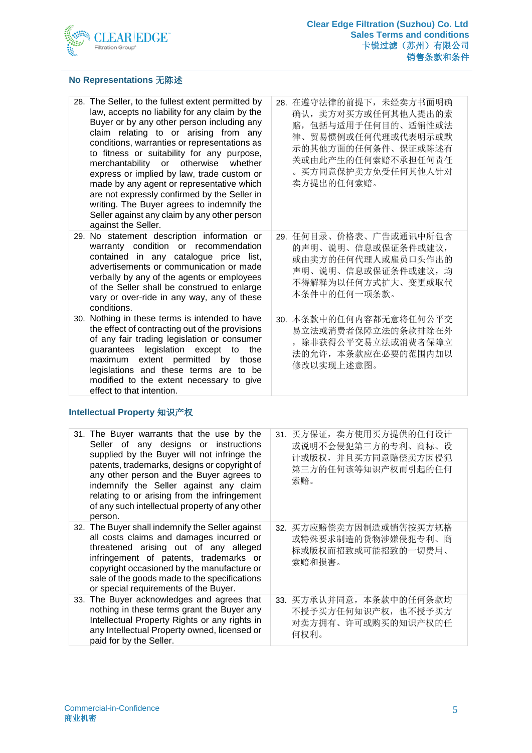## No Representations 无陈述

| | |
|---|---|
| 28. The Seller, to the fullest extent permitted by law, accepts no liability for any claim by the Buyer or by any other person including any claim relating to or arising from any conditions, warranties or representations as to fitness or suitability for any purpose, merchantability or otherwise whether express or implied by law, trade custom or made by any agent or representative which are not expressly confirmed by the Seller in writing. The Buyer agrees to indemnify the Seller against any claim by any other person against the Seller. | 28. 在遵守法律的前提下，未经卖方书面明确确认，卖方对买方或任何其他人提出的索赔，包括与适用于任何目的、适销性或法律、贸易惯例或任何代理或代表明示或默示的其他方面的任何条件、保证或陈述有关或由此产生的任何索赔不承担任何责任。买方同意保护卖方免受任何其他人针对卖方提出的任何索赔。 |
| 29. No statement description information or warranty condition or recommendation contained in any catalogue price list, advertisements or communication or made verbally by any of the agents or employees of the Seller shall be construed to enlarge vary or over-ride in any way, any of these conditions. | 29. 任何目录、价格表、广告或通讯中所包含的声明、说明、信息或保证条件或建议，或由卖方的任何代理人或雇员口头作出的声明、说明、信息或保证条件或建议，均不得解释为以任何方式扩大、变更或取代本条件中的任何一项条款。 |
| 30. Nothing in these terms is intended to have the effect of contracting out of the provisions of any fair trading legislation or consumer guarantees legislation except to the maximum extent permitted by those legislations and these terms are to be modified to the extent necessary to give effect to that intention. | 30. 本条款中的任何内容都无意将任何公平交易立法或消费者保障立法的条款排除在外，除非获得公平交易立法或消费者保障立法的允许，本条款应在必要的范围内加以修改以实现上述意图。 |

## Intellectual Property 知识产权

| | |
|---|---|
| 31. The Buyer warrants that the use by the Seller of any designs or instructions supplied by the Buyer will not infringe the patents, trademarks, designs or copyright of any other person and the Buyer agrees to indemnify the Seller against any claim relating to or arising from the infringement of any such intellectual property of any other person. | 31. 买方保证，卖方使用买方提供的任何设计或说明不会侵犯第三方的专利、商标、设计或版权，并且买方同意赔偿卖方因侵犯第三方的任何该等知识产权而引起的任何索赔。 |
| 32. The Buyer shall indemnify the Seller against all costs claims and damages incurred or threatened arising out of any alleged infringement of patents, trademarks or copyright occasioned by the manufacture or sale of the goods made to the specifications or special requirements of the Buyer. | 32. 买方应赔偿卖方因制造或销售按买方规格或特殊要求制造的货物涉嫌侵犯专利、商标或版权而招致或可能招致的一切费用、索赔和损害。 |
| 33. The Buyer acknowledges and agrees that nothing in these terms grant the Buyer any Intellectual Property Rights or any rights in any Intellectual Property owned, licensed or paid for by the Seller. | 33. 买方承认并同意，本条款中的任何条款均不授予买方任何知识产权，也不授予买方对卖方拥有、许可或购买的知识产权的任何权利。 |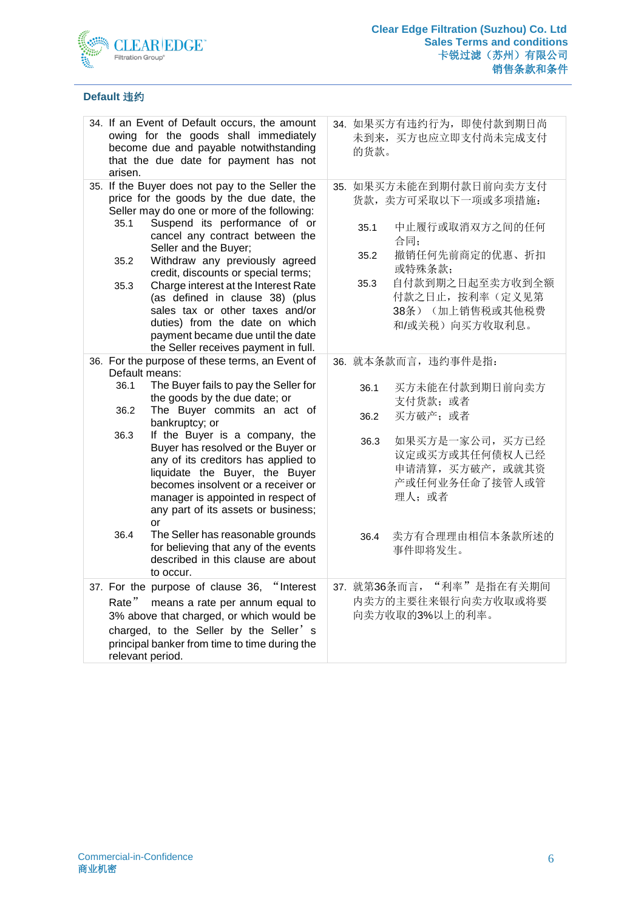## Default 违约

| | |
|---|---|
| 34. If an Event of Default occurs, the amount owing for the goods shall immediately become due and payable notwithstanding that the due date for payment has not arisen. | 34. 如果买方有违约行为，即使付款到期日尚未到来，买方也应立即支付尚未完成支付的货款。 |
| 35. If the Buyer does not pay to the Seller the price for the goods by the due date, the Seller may do one or more of the following:<br>35.1 Suspend its performance of or cancel any contract between the Seller and the Buyer;<br>35.2 Withdraw any previously agreed credit, discounts or special terms;<br>35.3 Charge interest at the Interest Rate (as defined in clause 38) (plus sales tax or other taxes and/or duties) from the date on which payment became due until the date the Seller receives payment in full. | 35. 如果买方未能在到期付款日前向卖方支付货款，卖方可采取以下一项或多项措施：<br>35.1 中止履行或取消双方之间的任何合同；<br>35.2 撤销任何先前商定的优惠、折扣或特殊条款；<br>35.3 自付款到期之日起至卖方收到全额付款之日止，按利率（定义见第38条）（加上销售税或其他税费和/或关税）向买方收取利息。 |
| 36. For the purpose of these terms, an Event of Default means:<br>36.1 The Buyer fails to pay the Seller for the goods by the due date; or<br>36.2 The Buyer commits an act of bankruptcy; or<br>36.3 If the Buyer is a company, the Buyer has resolved or the Buyer or any of its creditors has applied to liquidate the Buyer, the Buyer becomes insolvent or a receiver or manager is appointed in respect of any part of its assets or business; or<br>36.4 The Seller has reasonable grounds for believing that any of the events described in this clause are about to occur. | 36. 就本条款而言，违约事件是指：<br>36.1 买方未能在付款到期日前向卖方支付货款；或者<br>36.2 买方破产；或者<br>36.3 如果买方是一家公司，买方已经议定或买方或其任何债权人已经申请清算，买方破产，或就其资产或任何业务任命了接管人或管理人；或者<br>36.4 卖方有合理理由相信本条款所述的事件即将发生。 |
| 37. For the purpose of clause 36, "Interest Rate" means a rate per annum equal to 3% above that charged, or which would be charged, to the Seller by the Seller's principal banker from time to time during the relevant period. | 37. 就第36条而言，"利率"是指在有关期间内卖方的主要往来银行向卖方收取或将要向卖方收取的3%以上的利率。 |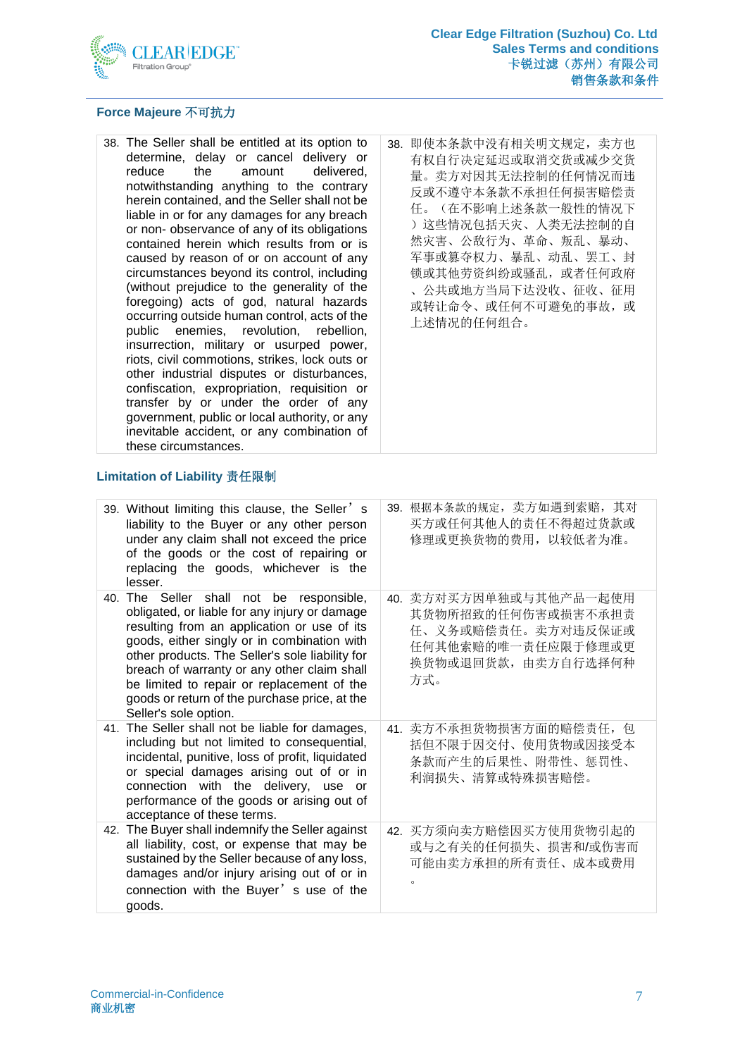## Force Majeure 不可抗力

| | |
|---|---|
| 38. The Seller shall be entitled at its option to determine, delay or cancel delivery or reduce the amount delivered, notwithstanding anything to the contrary herein contained, and the Seller shall not be liable in or for any damages for any breach or non- observance of any of its obligations contained herein which results from or is caused by reason of or on account of any circumstances beyond its control, including (without prejudice to the generality of the foregoing) acts of god, natural hazards occurring outside human control, acts of the public enemies, revolution, rebellion, insurrection, military or usurped power, riots, civil commotions, strikes, lock outs or other industrial disputes or disturbances, confiscation, expropriation, requisition or transfer by or under the order of any government, public or local authority, or any inevitable accident, or any combination of these circumstances. | 38. 即使本条款中没有相关明文规定，卖方也有权自行决定延迟或取消交货或减少交货量。卖方对因其无法控制的任何情况而违反或不遵守本条款不承担任何损害赔偿责任。（在不影响上述条款一般性的情况下）这些情况包括天灾、人类无法控制的自然灾害、公敌行为、革命、叛乱、暴动、军事或篡夺权力、暴乱、动乱、罢工、封锁或其他劳资纠纷或骚乱，或者任何政府、公共或地方当局下达没收、征收、征用或转让命令、或任何不可避免的事故，或上述情况的任何组合。 |

## Limitation of Liability 责任限制

| | |
|---|---|
| 39. Without limiting this clause, the Seller's liability to the Buyer or any other person under any claim shall not exceed the price of the goods or the cost of repairing or replacing the goods, whichever is the lesser. | 39. 根据本条款的规定，卖方如遇到索赔，其对买方或任何其他人的责任不得超过货款或修理或更换货物的费用，以较低者为准。 |
| 40. The Seller shall not be responsible, obligated, or liable for any injury or damage resulting from an application or use of its goods, either singly or in combination with other products. The Seller's sole liability for breach of warranty or any other claim shall be limited to repair or replacement of the goods or return of the purchase price, at the Seller's sole option. | 40. 卖方对买方因单独或与其他产品一起使用其货物所招致的任何伤害或损害不承担责任、义务或赔偿责任。卖方对违反保证或任何其他索赔的唯一责任应限于修理或更换货物或退回货款，由卖方自行选择何种方式。 |
| 41. The Seller shall not be liable for damages, including but not limited to consequential, incidental, punitive, loss of profit, liquidated or special damages arising out of or in connection with the delivery, use or performance of the goods or arising out of acceptance of these terms. | 41. 卖方不承担货物损害方面的赔偿责任，包括但不限于因交付、使用货物或因接受本条款而产生的后果性、附带性、惩罚性、利润损失、清算或特殊损害赔偿。 |
| 42. The Buyer shall indemnify the Seller against all liability, cost, or expense that may be sustained by the Seller because of any loss, damages and/or injury arising out of or in connection with the Buyer's use of the goods. | 42. 买方须向卖方赔偿因买方使用货物引起的或与之有关的任何损失、损害和/或伤害而可能由卖方承担的所有责任、成本或费用。 |

Commercial-in-Confidence
商业机密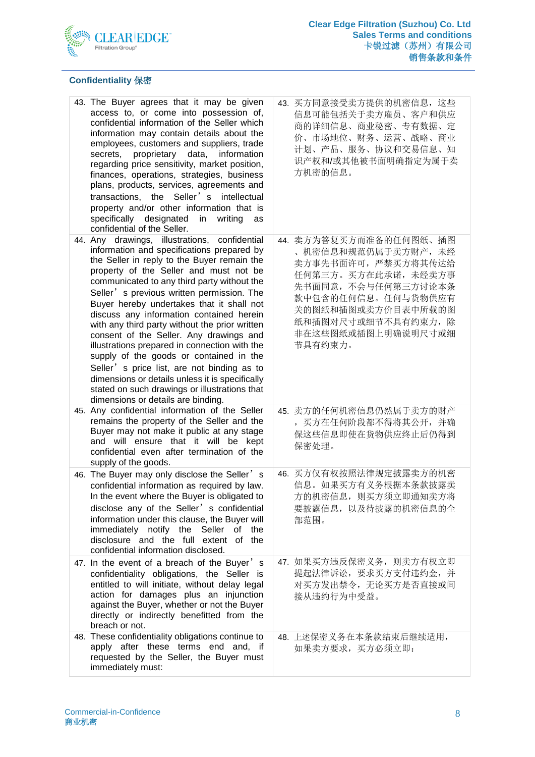## Confidentiality 保密

| | |
|---|---|
| 43. The Buyer agrees that it may be given access to, or come into possession of, confidential information of the Seller which information may contain details about the employees, customers and suppliers, trade secrets, proprietary data, information regarding price sensitivity, market position, finances, operations, strategies, business plans, products, services, agreements and transactions, the Seller's intellectual property and/or other information that is specifically designated in writing as confidential of the Seller. | 43. 买方同意接受卖方提供的机密信息，这些信息可能包括关于卖方雇员、客户和供应商的详细信息、商业秘密、专有数据、定价、市场地位、财务、运营、战略、商业计划、产品、服务、协议和交易信息、知识产权和/或其他被书面明确指定为属于卖方机密的信息。 |
| 44. Any drawings, illustrations, confidential information and specifications prepared by the Seller in reply to the Buyer remain the property of the Seller and must not be communicated to any third party without the Seller's previous written permission. The Buyer hereby undertakes that it shall not discuss any information contained herein with any third party without the prior written consent of the Seller. Any drawings and illustrations prepared in connection with the supply of the goods or contained in the Seller's price list, are not binding as to dimensions or details unless it is specifically stated on such drawings or illustrations that dimensions or details are binding. | 44. 卖方为答复买方而准备的任何图纸、插图、机密信息和规范仍属于卖方财产，未经卖方事先书面许可，严禁买方将其传达给任何第三方。买方在此承诺，未经卖方事先书面同意，不会与任何第三方讨论本条款中包含的任何信息。任何与货物供应有关的图纸和插图或卖方价目表中所载的图纸和插图对尺寸或细节不具有约束力，除非在这些图纸或插图上明确说明尺寸或细节具有约束力。 |
| 45. Any confidential information of the Seller remains the property of the Seller and the Buyer may not make it public at any stage and will ensure that it will be kept confidential even after termination of the supply of the goods. | 45. 卖方的任何机密信息仍然属于卖方的财产，买方在任何阶段都不得将其公开，并确保这些信息即使在货物供应终止后仍得到保密处理。 |
| 46. The Buyer may only disclose the Seller's confidential information as required by law. In the event where the Buyer is obligated to disclose any of the Seller's confidential information under this clause, the Buyer will immediately notify the Seller of the disclosure and the full extent of the confidential information disclosed. | 46. 买方仅有权按照法律规定披露卖方的机密信息。如果买方有义务根据本条款披露卖方的机密信息，则买方须立即通知卖方将要披露信息，以及待披露的机密信息的全部范围。 |
| 47. In the event of a breach of the Buyer's confidentiality obligations, the Seller is entitled to will initiate, without delay legal action for damages plus an injunction against the Buyer, whether or not the Buyer directly or indirectly benefitted from the breach or not. | 47. 如果买方违反保密义务，则卖方有权立即提起法律诉讼，要求买方支付违约金，并对买方发出禁令，无论买方是否直接或间接从违约行为中受益。 |
| 48. These confidentiality obligations continue to apply after these terms end and, if requested by the Seller, the Buyer must immediately must: | 48. 上述保密义务在本条款结束后继续适用，如果卖方要求，买方必须立即： |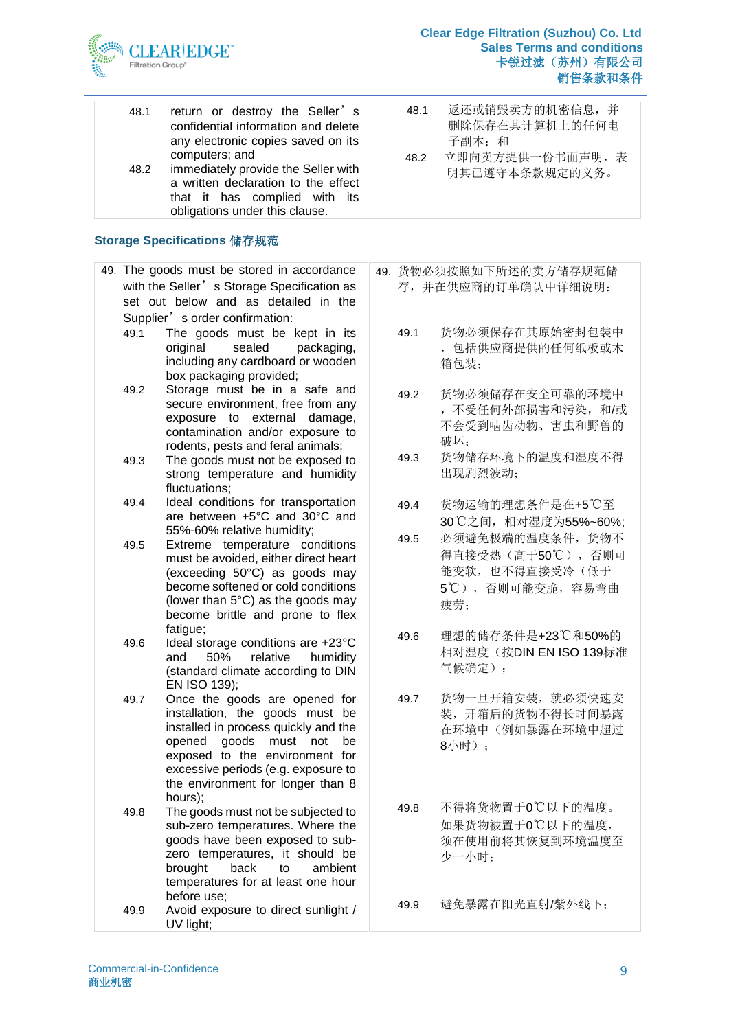| English | 中文 |
|---|---|
| 48.1 return or destroy the Seller's confidential information and delete any electronic copies saved on its computers; and<br>48.2 immediately provide the Seller with a written declaration to the effect that it has complied with its obligations under this clause. | 48.1 返还或销毁卖方的机密信息，并删除保存在其计算机上的任何电子副本；和<br>48.2 立即向卖方提供一份书面声明，表明其已遵守本条款规定的义务。 |

## Storage Specifications 储存规范

| English | 中文 |
|---|---|
| 49. The goods must be stored in accordance with the Seller's Storage Specification as set out below and as detailed in the Supplier's order confirmation: | 49. 货物必须按照如下所述的卖方储存规范储存，并在供应商的订单确认中详细说明： |
| 49.1 The goods must be kept in its original sealed packaging, including any cardboard or wooden box packaging provided; | 49.1 货物必须保存在其原始密封包装中，包括供应商提供的任何纸板或木箱包装； |
| 49.2 Storage must be in a safe and secure environment, free from any exposure to external damage, contamination and/or exposure to rodents, pests and feral animals; | 49.2 货物必须储存在安全可靠的环境中，不受任何外部损害和污染，和/或不会受到啮齿动物、害虫和野兽的破坏； |
| 49.3 The goods must not be exposed to strong temperature and humidity fluctuations; | 49.3 货物储存环境下的温度和湿度不得出现剧烈波动； |
| 49.4 Ideal conditions for transportation are between +5°C and 30°C and 55%-60% relative humidity; | 49.4 货物运输的理想条件是在+5℃至30℃之间，相对湿度为55%~60%; |
| 49.5 Extreme temperature conditions must be avoided, either direct heart (exceeding 50°C) as goods may become softened or cold conditions (lower than 5°C) as the goods may become brittle and prone to flex fatigue; | 49.5 必须避免极端的温度条件，货物不得直接受热（高于50℃），否则可能变软，也不得直接受冷（低于5℃），否则可能变脆，容易弯曲疲劳； |
| 49.6 Ideal storage conditions are +23°C and 50% relative humidity (standard climate according to DIN EN ISO 139); | 49.6 理想的储存条件是+23℃和50%的相对湿度（按DIN EN ISO 139标准气候确定）； |
| 49.7 Once the goods are opened for installation, the goods must be installed in process quickly and the opened goods must not be exposed to the environment for excessive periods (e.g. exposure to the environment for longer than 8 hours); | 49.7 货物一旦开箱安装，就必须快速安装，开箱后的货物不得长时间暴露在环境中（例如暴露在环境中超过8小时）； |
| 49.8 The goods must not be subjected to sub-zero temperatures. Where the goods have been exposed to sub-zero temperatures, it should be brought back to ambient temperatures for at least one hour before use; | 49.8 不得将货物置于0℃以下的温度。如果货物被置于0℃以下的温度，须在使用前将其恢复到环境温度至少一小时； |
| 49.9 Avoid exposure to direct sunlight / UV light; | 49.9 避免暴露在阳光直射/紫外线下； |

Commercial-in-Confidence
商业机密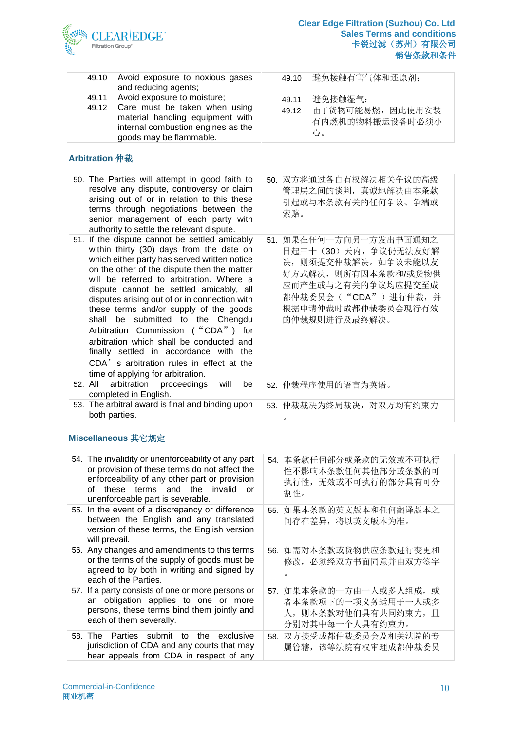| | |
|---|---|
| 49.10 Avoid exposure to noxious gases and reducing agents;<br>49.11 Avoid exposure to moisture;<br>49.12 Care must be taken when using material handling equipment with internal combustion engines as the goods may be flammable. | 49.10 避免接触有害气体和还原剂；<br>49.11 避免接触湿气；<br>49.12 由于货物可能易燃，因此使用安装有内燃机的物料搬运设备时必须小心。 |

## Arbitration 仲裁

| | |
|---|---|
| 50. The Parties will attempt in good faith to resolve any dispute, controversy or claim arising out of or in relation to this these terms through negotiations between the senior management of each party with authority to settle the relevant dispute. | 50. 双方将通过各自有权解决相关争议的高级管理层之间的谈判，真诚地解决由本条款引起或与本条款有关的任何争议、争端或索赔。 |
| 51. If the dispute cannot be settled amicably within thirty (30) days from the date on which either party has served written notice on the other of the dispute then the matter will be referred to arbitration. Where a dispute cannot be settled amicably, all disputes arising out of or in connection with these terms and/or supply of the goods shall be submitted to the Chengdu Arbitration Commission (“CDA”) for arbitration which shall be conducted and finally settled in accordance with the CDA’s arbitration rules in effect at the time of applying for arbitration. | 51. 如果在任何一方向另一方发出书面通知之日起三十（30）天内，争议仍无法友好解决，则须提交仲裁解决。如争议未能以友好方式解决，则所有因本条款和/或货物供应而产生或与之有关的争议均应提交至成都仲裁委员会（“CDA”）进行仲裁，并根据申请仲裁时成都仲裁委员会现行有效的仲裁规则进行及最终解决。 |
| 52. All arbitration proceedings will be completed in English. | 52. 仲裁程序使用的语言为英语。 |
| 53. The arbitral award is final and binding upon both parties. | 53. 仲裁裁决为终局裁决，对双方均有约束力。 |

## Miscellaneous 其它规定

| | |
|---|---|
| 54. The invalidity or unenforceability of any part or provision of these terms do not affect the enforceability of any other part or provision of these terms and the invalid or unenforceable part is severable. | 54. 本条款任何部分或条款的无效或不可执行性不影响本条款任何其他部分或条款的可执行性，无效或不可执行的部分具有可分割性。 |
| 55. In the event of a discrepancy or difference between the English and any translated version of these terms, the English version will prevail. | 55. 如果本条款的英文版本和任何翻译版本之间存在差异，将以英文版本为准。 |
| 56. Any changes and amendments to this terms or the terms of the supply of goods must be agreed to by both in writing and signed by each of the Parties. | 56. 如需对本条款或货物供应条款进行变更和修改，必须经双方书面同意并由双方签字。 |
| 57. If a party consists of one or more persons or an obligation applies to one or more persons, these terms bind them jointly and each of them severally. | 57. 如果本条款的一方由一人或多人组成，或者本条款项下的一项义务适用于一人或多人，则本条款对他们具有共同约束力，且分别对其中每一个人具有约束力。 |
| 58. The Parties submit to the exclusive jurisdiction of CDA and any courts that may hear appeals from CDA in respect of any | 58. 双方接受成都仲裁委员会及相关法院的专属管辖，该等法院有权审理成都仲裁委员 |

Commercial-in-Confidence
商业机密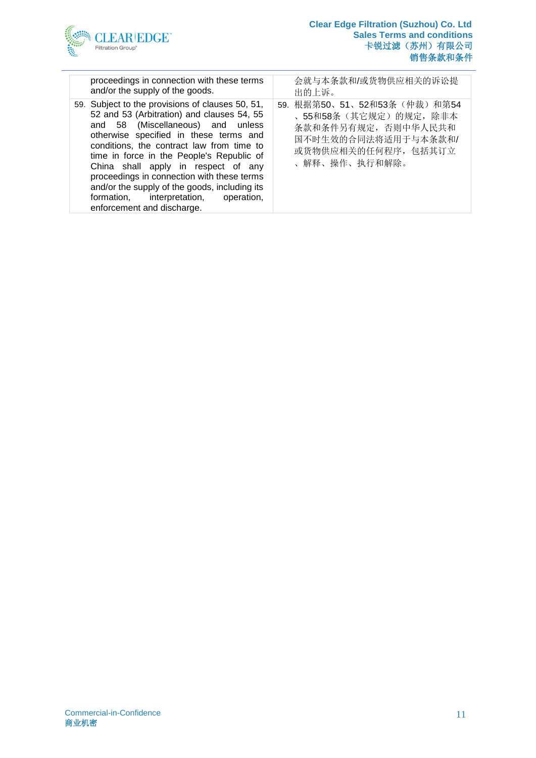| | |
|---|---|
| proceedings in connection with these terms and/or the supply of the goods. | 会就与本条款和/或货物供应相关的诉讼提出的上诉。 |
| 59. Subject to the provisions of clauses 50, 51, 52 and 53 (Arbitration) and clauses 54, 55 and 58 (Miscellaneous) and unless otherwise specified in these terms and conditions, the contract law from time to time in force in the People's Republic of China shall apply in respect of any proceedings in connection with these terms and/or the supply of the goods, including its formation, interpretation, operation, enforcement and discharge. | 59. 根据第50、51、52和53条（仲裁）和第54、55和58条（其它规定）的规定，除非本条款和条件另有规定，否则中华人民共和国不时生效的合同法将适用于与本条款和/或货物供应相关的任何程序，包括其订立、解释、操作、执行和解除。 |

Commercial-in-Confidence
商业机密